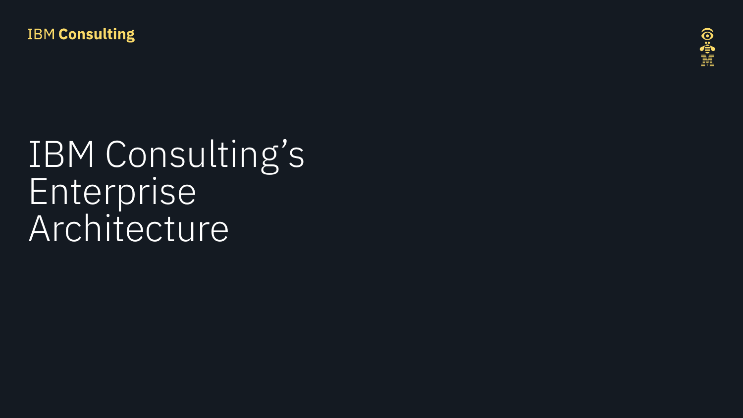IBM **Consulting**

# IBM Consulting's Enterprise Architecture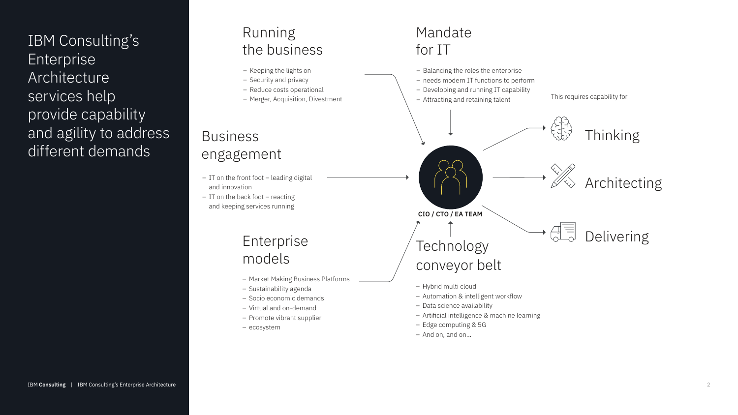# IBM Consulting's Enterprise Architecture services help provide capability and agility to address different demands

## Running the business

- Keeping the lights on
- Security and privacy
- Reduce costs operational
- Merger, Acquisition, Divestment

## Mandate for IT

- Balancing the roles the enterprise
- needs modern IT functions to perform
- Developing and running IT capability
- Attracting and retaining talent

## Business engagement

- IT on the front foot – leading digital and innovation
- IT on the back foot – reacting and keeping services running

## Enterprise models

- Market Making Business Platforms
- Sustainability agenda
- Socio economic demands
- Virtual and on-demand
- Promote vibrant supplier
- ecosystem

## Technology conveyor belt

- Hybrid multi cloud
- Automation & intelligent workflow
- Data science availability
- Artificial intelligence & machine learning
- Edge computing & 5G
- And on, and on...

**CIO / CTO / EA TEAM**

This requires capability for

Thinking

Architecting

Delivering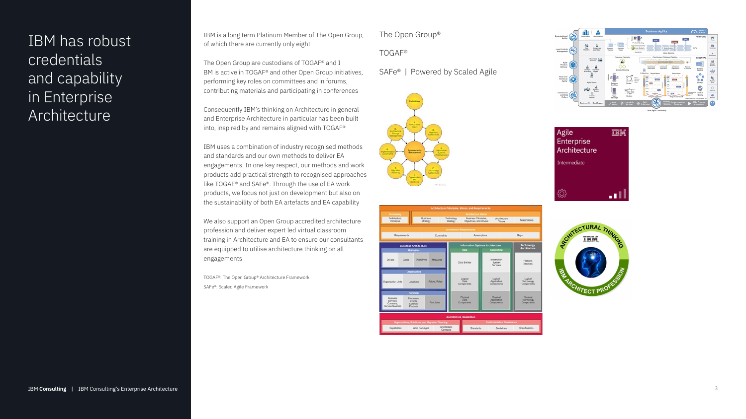# IBM has robust credentials and capability in Enterprise Architecture

IBM is a long term Platinum Member of The Open Group, of which there are currently only eight

The Open Group are custodians of TOGAF® and I BM is active in TOGAF® and other Open Group initiatives, performing key roles on committees and in forums, contributing materials and participating in conferences

Consequently IBM's thinking on Architecture in general and Enterprise Architecture in particular has been built into, inspired by and remains aligned with TOGAF®

IBM uses a combination of industry recognised methods and standards and our own methods to deliver EA engagements. In one key respect, our methods and work products add practical strength to recognised approaches like TOGAF® and SAFe®. Through the use of EA work products, we focus not just on development but also on the sustainability of both EA artefacts and EA capability

We also support an Open Group accredited architecture profession and deliver expert led virtual classroom training in Architecture and EA to ensure our consultants are equipped to utilise architecture thinking on all engagements

TOGAF®: The Open Group® Architecture Framework

SAFe®: Scaled Agile Framework

The Open Group®

TOGAF®

SAFe® | Powered by Scaled Agile

Agile Enterprise Architecture

Intermediate

ARCHITECTURAL THINKING

IBM ARCHITECT PROFESSION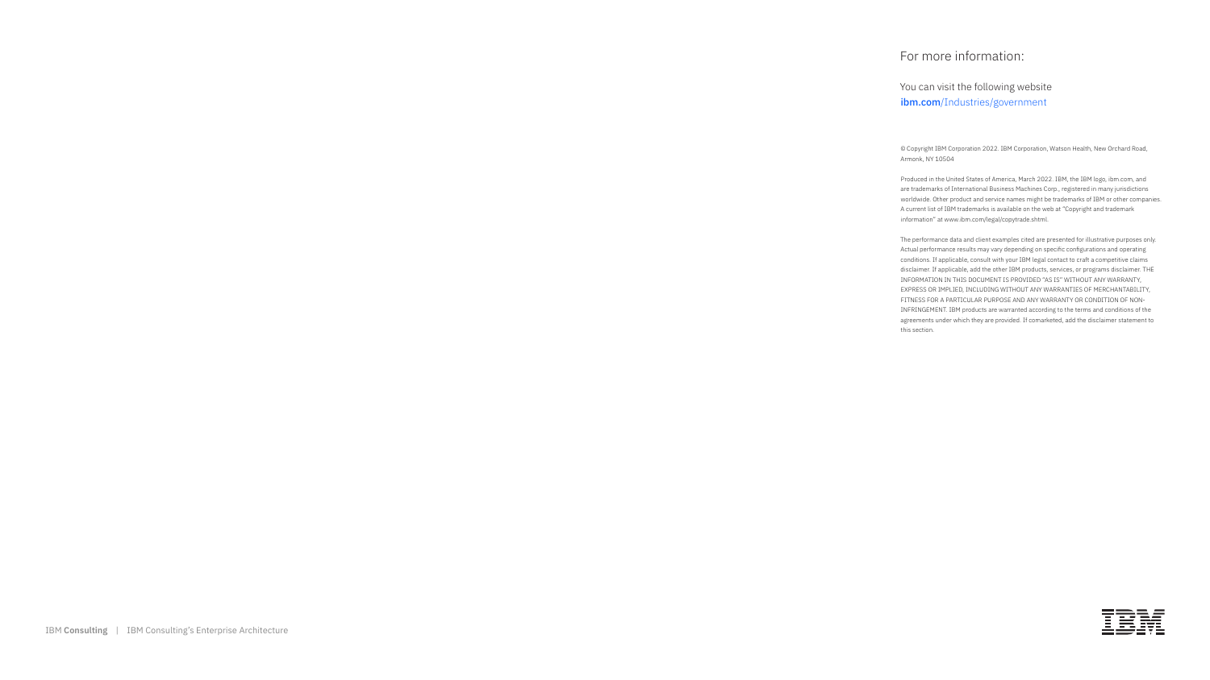## For more information:

You can visit the following website
**ibm.com**/Industries/government

© Copyright IBM Corporation 2022. IBM Corporation, Watson Health, New Orchard Road, Armonk, NY 10504

Produced in the United States of America, March 2022. IBM, the IBM logo, ibm.com, and are trademarks of International Business Machines Corp., registered in many jurisdictions worldwide. Other product and service names might be trademarks of IBM or other companies. A current list of IBM trademarks is available on the web at "Copyright and trademark information" at www.ibm.com/legal/copytrade.shtml.

The performance data and client examples cited are presented for illustrative purposes only. Actual performance results may vary depending on specific configurations and operating conditions. If applicable, consult with your IBM legal contact to craft a competitive claims disclaimer. If applicable, add the other IBM products, services, or programs disclaimer. THE INFORMATION IN THIS DOCUMENT IS PROVIDED "AS IS" WITHOUT ANY WARRANTY, EXPRESS OR IMPLIED, INCLUDING WITHOUT ANY WARRANTIES OF MERCHANTABILITY, FITNESS FOR A PARTICULAR PURPOSE AND ANY WARRANTY OR CONDITION OF NON-INFRINGEMENT. IBM products are warranted according to the terms and conditions of the agreements under which they are provided. If comarketed, add the disclaimer statement to this section.